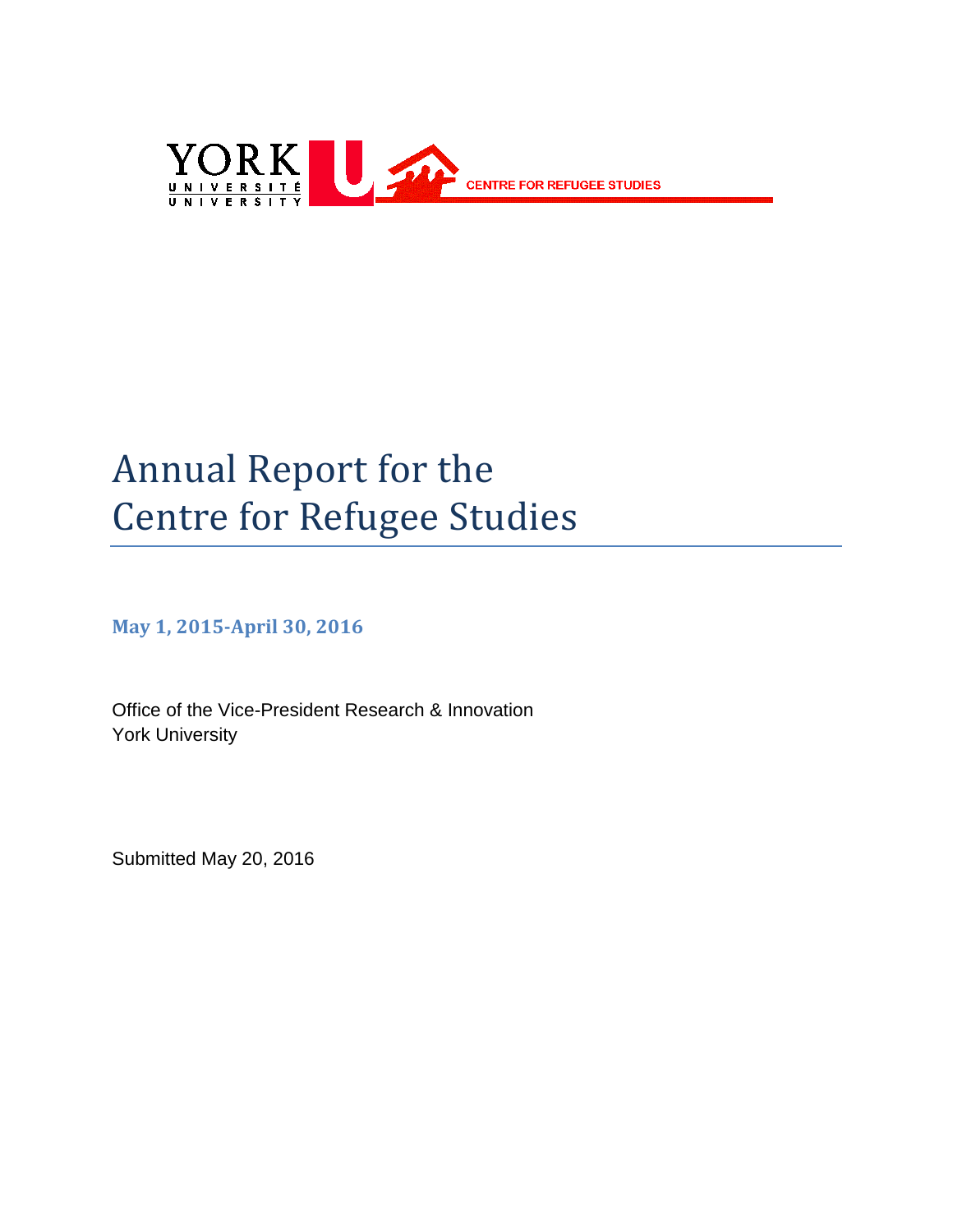YORK UNIVERSITÉ UNIVERSITY

CENTRE FOR REFUGEE STUDIES

# Annual Report for the Centre for Refugee Studies

**May 1, 2015-April 30, 2016**

Office of the Vice-President Research & Innovation
York University

Submitted May 20, 2016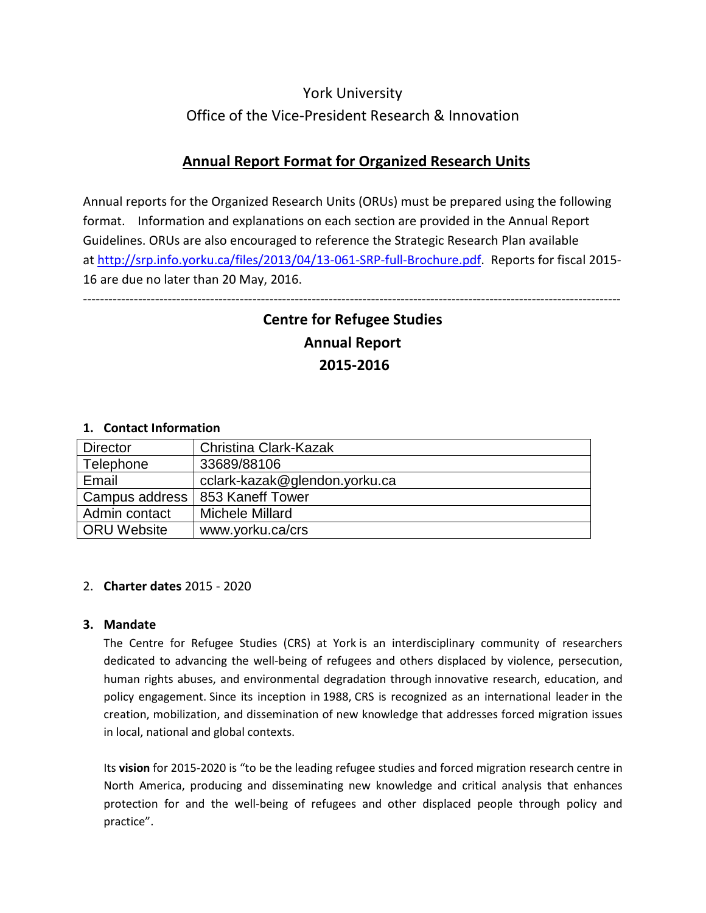York University

Office of the Vice-President Research & Innovation

## Annual Report Format for Organized Research Units

Annual reports for the Organized Research Units (ORUs) must be prepared using the following format. Information and explanations on each section are provided in the Annual Report Guidelines. ORUs are also encouraged to reference the Strategic Research Plan available at http://srp.info.yorku.ca/files/2013/04/13-061-SRP-full-Brochure.pdf. Reports for fiscal 2015-16 are due no later than 20 May, 2016.

---

# Centre for Refugee Studies
# Annual Report
# 2015-2016

### 1. Contact Information

| | |
|---|---|
| Director | Christina Clark-Kazak |
| Telephone | 33689/88106 |
| Email | cclark-kazak@glendon.yorku.ca |
| Campus address | 853 Kaneff Tower |
| Admin contact | Michele Millard |
| ORU Website | www.yorku.ca/crs |

2. **Charter dates** 2015 - 2020

### 3. Mandate

The Centre for Refugee Studies (CRS) at York is an interdisciplinary community of researchers dedicated to advancing the well-being of refugees and others displaced by violence, persecution, human rights abuses, and environmental degradation through innovative research, education, and policy engagement. Since its inception in 1988, CRS is recognized as an international leader in the creation, mobilization, and dissemination of new knowledge that addresses forced migration issues in local, national and global contexts.

Its **vision** for 2015-2020 is "to be the leading refugee studies and forced migration research centre in North America, producing and disseminating new knowledge and critical analysis that enhances protection for and the well-being of refugees and other displaced people through policy and practice".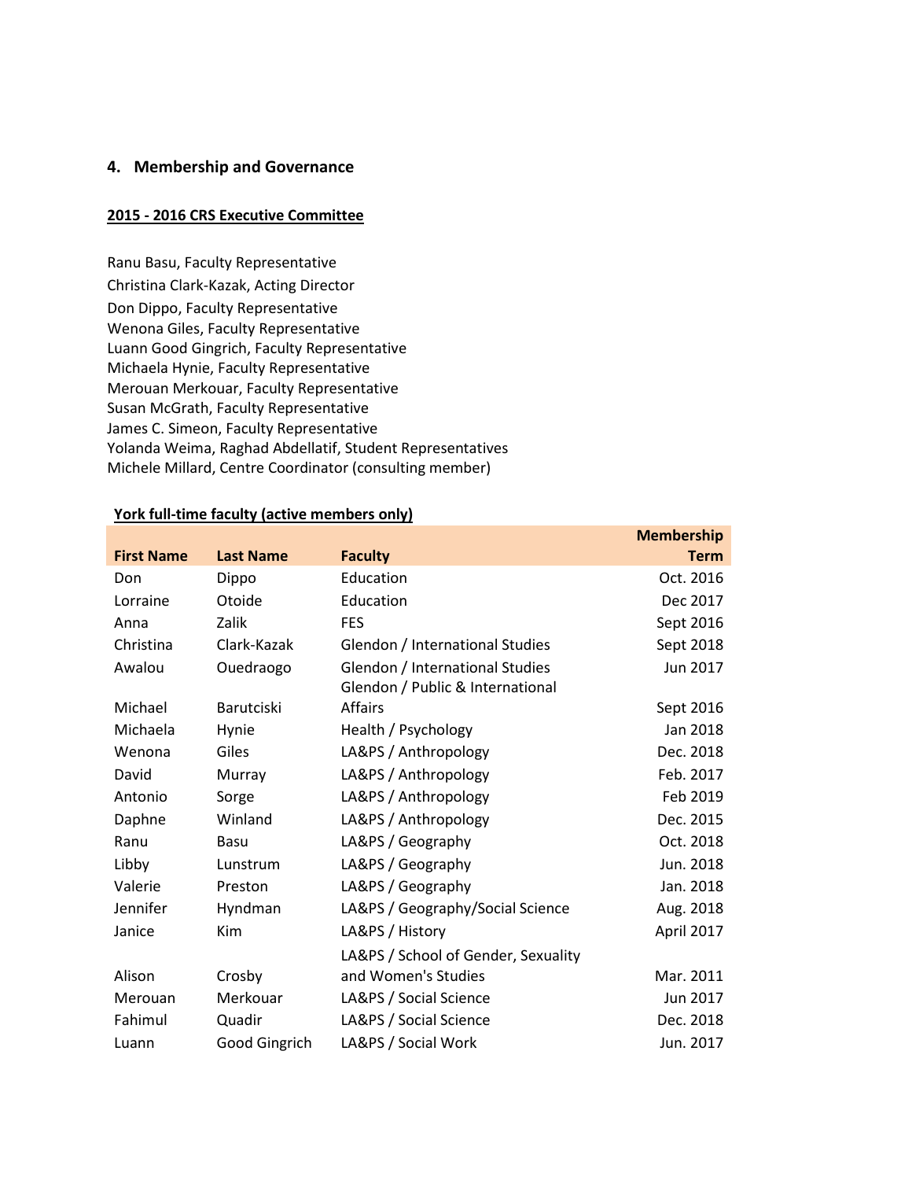## 4. Membership and Governance

**2015 - 2016 CRS Executive Committee**

Ranu Basu, Faculty Representative
Christina Clark-Kazak, Acting Director
Don Dippo, Faculty Representative
Wenona Giles, Faculty Representative
Luann Good Gingrich, Faculty Representative
Michaela Hynie, Faculty Representative
Merouan Merkouar, Faculty Representative
Susan McGrath, Faculty Representative
James C. Simeon, Faculty Representative
Yolanda Weima, Raghad Abdellatif, Student Representatives
Michele Millard, Centre Coordinator (consulting member)

**York full-time faculty (active members only)**

| First Name | Last Name | Faculty | Membership Term |
|---|---|---|---|
| Don | Dippo | Education | Oct. 2016 |
| Lorraine | Otoide | Education | Dec 2017 |
| Anna | Zalik | FES | Sept 2016 |
| Christina | Clark-Kazak | Glendon / International Studies | Sept 2018 |
| Awalou | Ouedraogo | Glendon / International Studies | Jun 2017 |
| Michael | Barutciski | Glendon / Public & International Affairs | Sept 2016 |
| Michaela | Hynie | Health / Psychology | Jan 2018 |
| Wenona | Giles | LA&PS / Anthropology | Dec. 2018 |
| David | Murray | LA&PS / Anthropology | Feb. 2017 |
| Antonio | Sorge | LA&PS / Anthropology | Feb 2019 |
| Daphne | Winland | LA&PS / Anthropology | Dec. 2015 |
| Ranu | Basu | LA&PS / Geography | Oct. 2018 |
| Libby | Lunstrum | LA&PS / Geography | Jun. 2018 |
| Valerie | Preston | LA&PS / Geography | Jan. 2018 |
| Jennifer | Hyndman | LA&PS / Geography/Social Science | Aug. 2018 |
| Janice | Kim | LA&PS / History | April 2017 |
| Alison | Crosby | LA&PS / School of Gender, Sexuality and Women's Studies | Mar. 2011 |
| Merouan | Merkouar | LA&PS / Social Science | Jun 2017 |
| Fahimul | Quadir | LA&PS / Social Science | Dec. 2018 |
| Luann | Good Gingrich | LA&PS / Social Work | Jun. 2017 |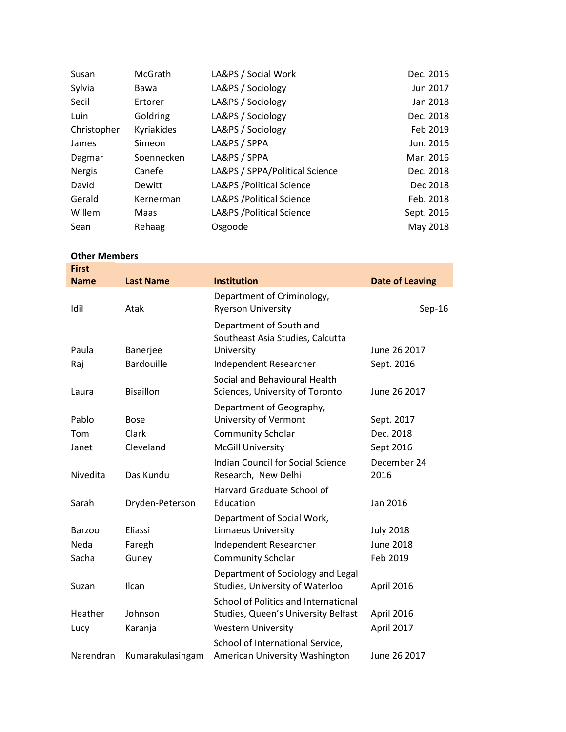| | | | |
|---|---|---|---|
| Susan | McGrath | LA&PS / Social Work | Dec. 2016 |
| Sylvia | Bawa | LA&PS / Sociology | Jun 2017 |
| Secil | Ertorer | LA&PS / Sociology | Jan 2018 |
| Luin | Goldring | LA&PS / Sociology | Dec. 2018 |
| Christopher | Kyriakides | LA&PS / Sociology | Feb 2019 |
| James | Simeon | LA&PS / SPPA | Jun. 2016 |
| Dagmar | Soennecken | LA&PS / SPPA | Mar. 2016 |
| Nergis | Canefe | LA&PS / SPPA/Political Science | Dec. 2018 |
| David | Dewitt | LA&PS /Political Science | Dec 2018 |
| Gerald | Kernerman | LA&PS /Political Science | Feb. 2018 |
| Willem | Maas | LA&PS /Political Science | Sept. 2016 |
| Sean | Rehaag | Osgoode | May 2018 |

**Other Members**

| First Name | Last Name | Institution | Date of Leaving |
|---|---|---|---|
| Idil | Atak | Department of Criminology, Ryerson University | Sep-16 |
| Paula | Banerjee | Department of South and Southeast Asia Studies, Calcutta University | June 26 2017 |
| Raj | Bardouille | Independent Researcher | Sept. 2016 |
| Laura | Bisaillon | Social and Behavioural Health Sciences, University of Toronto | June 26 2017 |
| Pablo | Bose | Department of Geography, University of Vermont | Sept. 2017 |
| Tom | Clark | Community Scholar | Dec. 2018 |
| Janet | Cleveland | McGill University | Sept 2016 |
| Nivedita | Das Kundu | Indian Council for Social Science Research, New Delhi | December 24 2016 |
| Sarah | Dryden-Peterson | Harvard Graduate School of Education | Jan 2016 |
| Barzoo | Eliassi | Department of Social Work, Linnaeus University | July 2018 |
| Neda | Faregh | Independent Researcher | June 2018 |
| Sacha | Guney | Community Scholar | Feb 2019 |
| Suzan | Ilcan | Department of Sociology and Legal Studies, University of Waterloo | April 2016 |
| Heather | Johnson | School of Politics and International Studies, Queen's University Belfast | April 2016 |
| Lucy | Karanja | Western University | April 2017 |
| Narendran | Kumarakulasingam | School of International Service, American University Washington | June 26 2017 |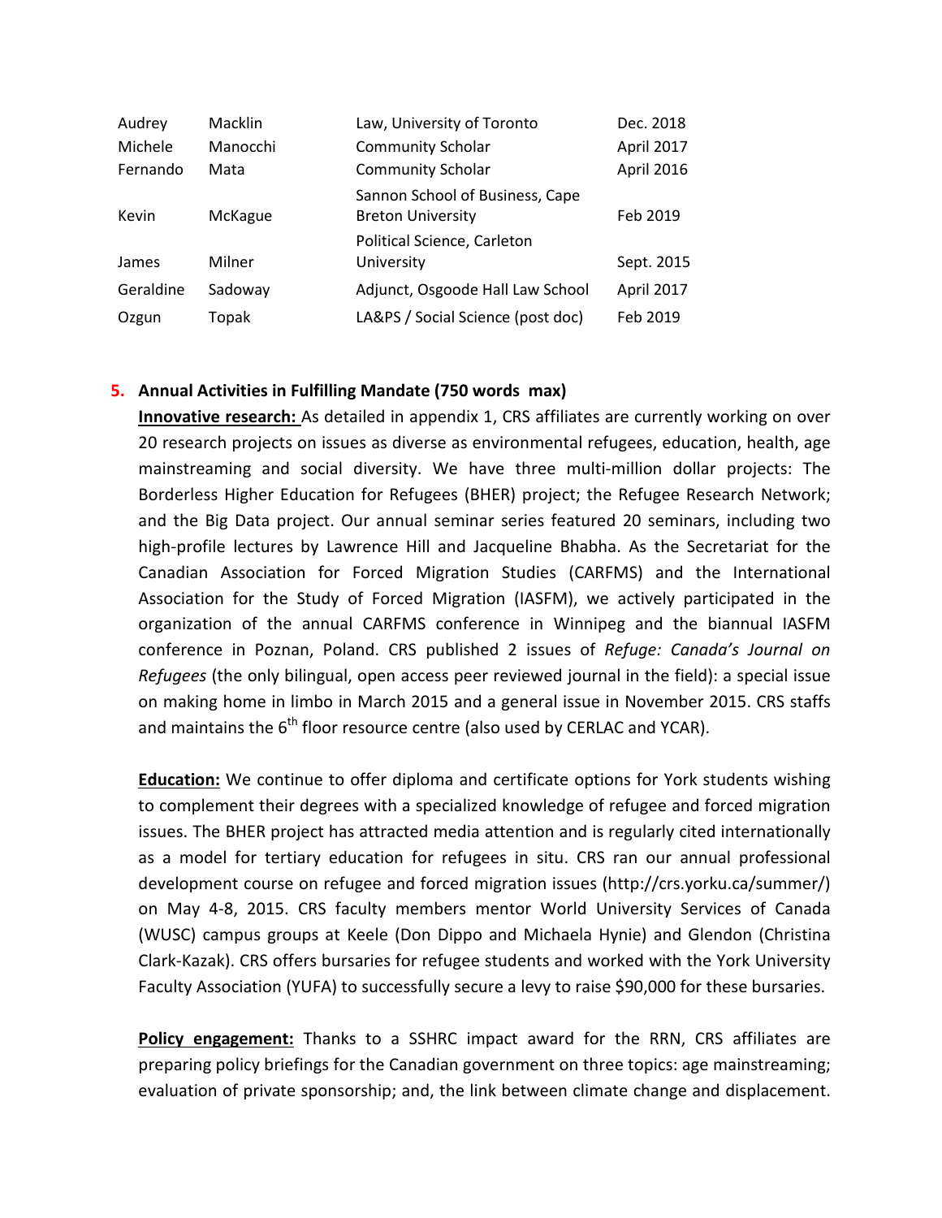| | | | |
|---|---|---|---|
| Audrey | Macklin | Law, University of Toronto | Dec. 2018 |
| Michele | Manocchi | Community Scholar | April 2017 |
| Fernando | Mata | Community Scholar | April 2016 |
| Kevin | McKague | Sannon School of Business, Cape Breton University | Feb 2019 |
| James | Milner | Political Science, Carleton University | Sept. 2015 |
| Geraldine | Sadoway | Adjunct, Osgoode Hall Law School | April 2017 |
| Ozgun | Topak | LA&PS / Social Science (post doc) | Feb 2019 |

**5. Annual Activities in Fulfilling Mandate (750 words max)**

**Innovative research:** As detailed in appendix 1, CRS affiliates are currently working on over 20 research projects on issues as diverse as environmental refugees, education, health, age mainstreaming and social diversity. We have three multi-million dollar projects: The Borderless Higher Education for Refugees (BHER) project; the Refugee Research Network; and the Big Data project. Our annual seminar series featured 20 seminars, including two high-profile lectures by Lawrence Hill and Jacqueline Bhabha. As the Secretariat for the Canadian Association for Forced Migration Studies (CARFMS) and the International Association for the Study of Forced Migration (IASFM), we actively participated in the organization of the annual CARFMS conference in Winnipeg and the biannual IASFM conference in Poznan, Poland. CRS published 2 issues of *Refuge: Canada's Journal on Refugees* (the only bilingual, open access peer reviewed journal in the field): a special issue on making home in limbo in March 2015 and a general issue in November 2015. CRS staffs and maintains the 6th floor resource centre (also used by CERLAC and YCAR).

**Education:** We continue to offer diploma and certificate options for York students wishing to complement their degrees with a specialized knowledge of refugee and forced migration issues. The BHER project has attracted media attention and is regularly cited internationally as a model for tertiary education for refugees in situ. CRS ran our annual professional development course on refugee and forced migration issues (http://crs.yorku.ca/summer/) on May 4-8, 2015. CRS faculty members mentor World University Services of Canada (WUSC) campus groups at Keele (Don Dippo and Michaela Hynie) and Glendon (Christina Clark-Kazak). CRS offers bursaries for refugee students and worked with the York University Faculty Association (YUFA) to successfully secure a levy to raise $90,000 for these bursaries.

**Policy engagement:** Thanks to a SSHRC impact award for the RRN, CRS affiliates are preparing policy briefings for the Canadian government on three topics: age mainstreaming; evaluation of private sponsorship; and, the link between climate change and displacement.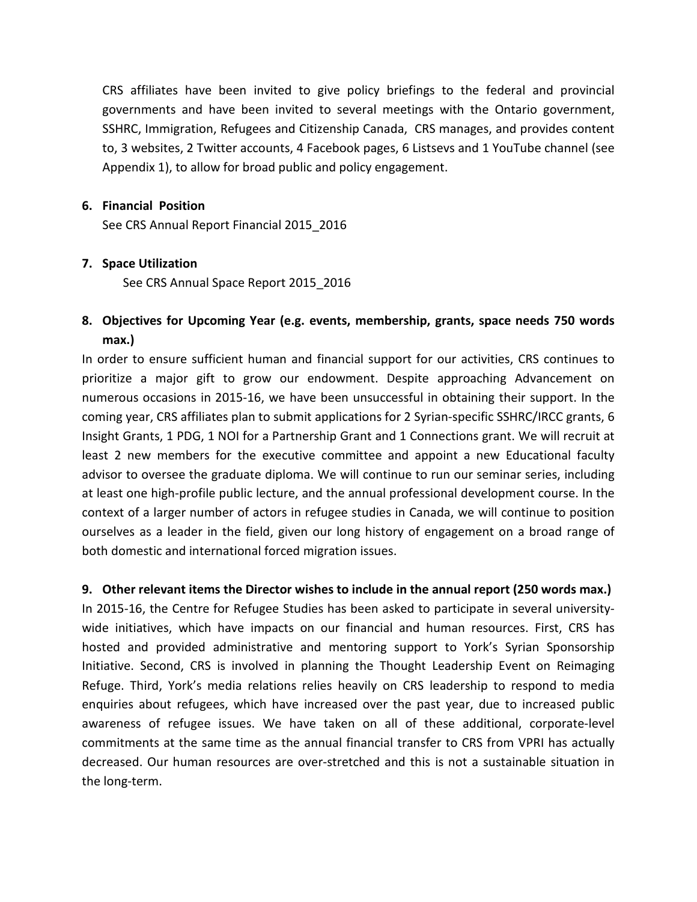CRS affiliates have been invited to give policy briefings to the federal and provincial governments and have been invited to several meetings with the Ontario government, SSHRC, Immigration, Refugees and Citizenship Canada, CRS manages, and provides content to, 3 websites, 2 Twitter accounts, 4 Facebook pages, 6 Listsevs and 1 YouTube channel (see Appendix 1), to allow for broad public and policy engagement.

**6. Financial Position**

See CRS Annual Report Financial 2015_2016

**7. Space Utilization**

See CRS Annual Space Report 2015_2016

**8. Objectives for Upcoming Year (e.g. events, membership, grants, space needs 750 words max.)**

In order to ensure sufficient human and financial support for our activities, CRS continues to prioritize a major gift to grow our endowment. Despite approaching Advancement on numerous occasions in 2015-16, we have been unsuccessful in obtaining their support. In the coming year, CRS affiliates plan to submit applications for 2 Syrian-specific SSHRC/IRCC grants, 6 Insight Grants, 1 PDG, 1 NOI for a Partnership Grant and 1 Connections grant. We will recruit at least 2 new members for the executive committee and appoint a new Educational faculty advisor to oversee the graduate diploma. We will continue to run our seminar series, including at least one high-profile public lecture, and the annual professional development course. In the context of a larger number of actors in refugee studies in Canada, we will continue to position ourselves as a leader in the field, given our long history of engagement on a broad range of both domestic and international forced migration issues.

**9. Other relevant items the Director wishes to include in the annual report (250 words max.)**

In 2015-16, the Centre for Refugee Studies has been asked to participate in several university-wide initiatives, which have impacts on our financial and human resources. First, CRS has hosted and provided administrative and mentoring support to York's Syrian Sponsorship Initiative. Second, CRS is involved in planning the Thought Leadership Event on Reimaging Refuge. Third, York's media relations relies heavily on CRS leadership to respond to media enquiries about refugees, which have increased over the past year, due to increased public awareness of refugee issues. We have taken on all of these additional, corporate-level commitments at the same time as the annual financial transfer to CRS from VPRI has actually decreased. Our human resources are over-stretched and this is not a sustainable situation in the long-term.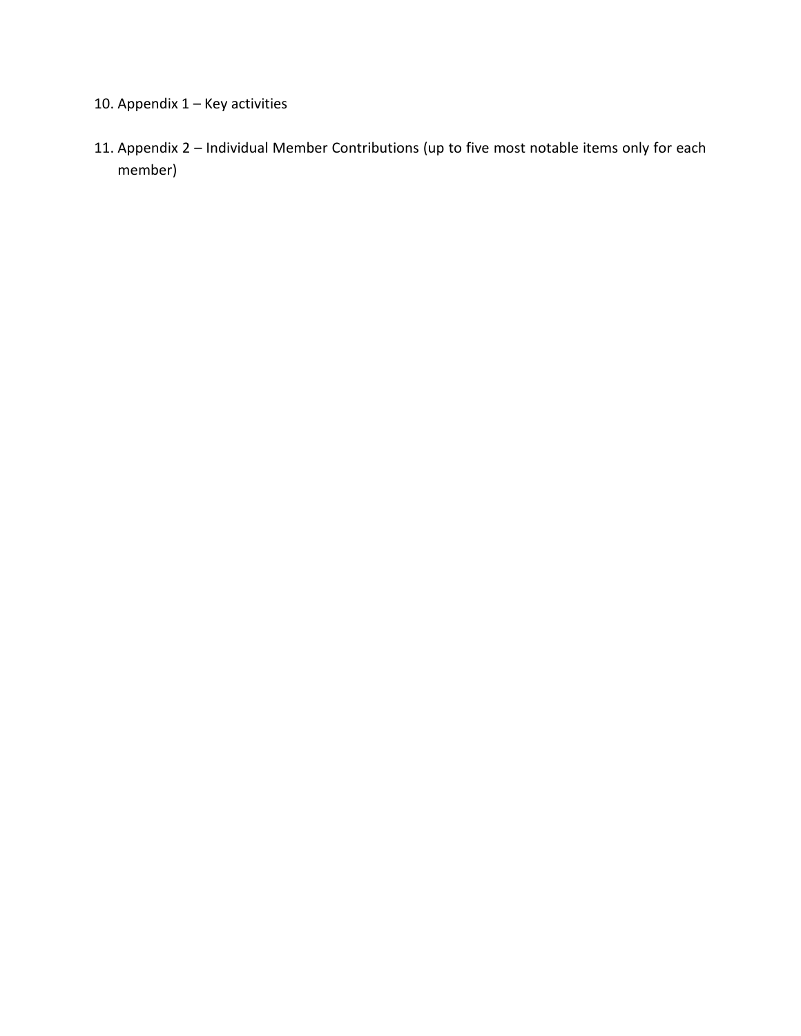10. Appendix 1 – Key activities

11. Appendix 2 – Individual Member Contributions (up to five most notable items only for each member)